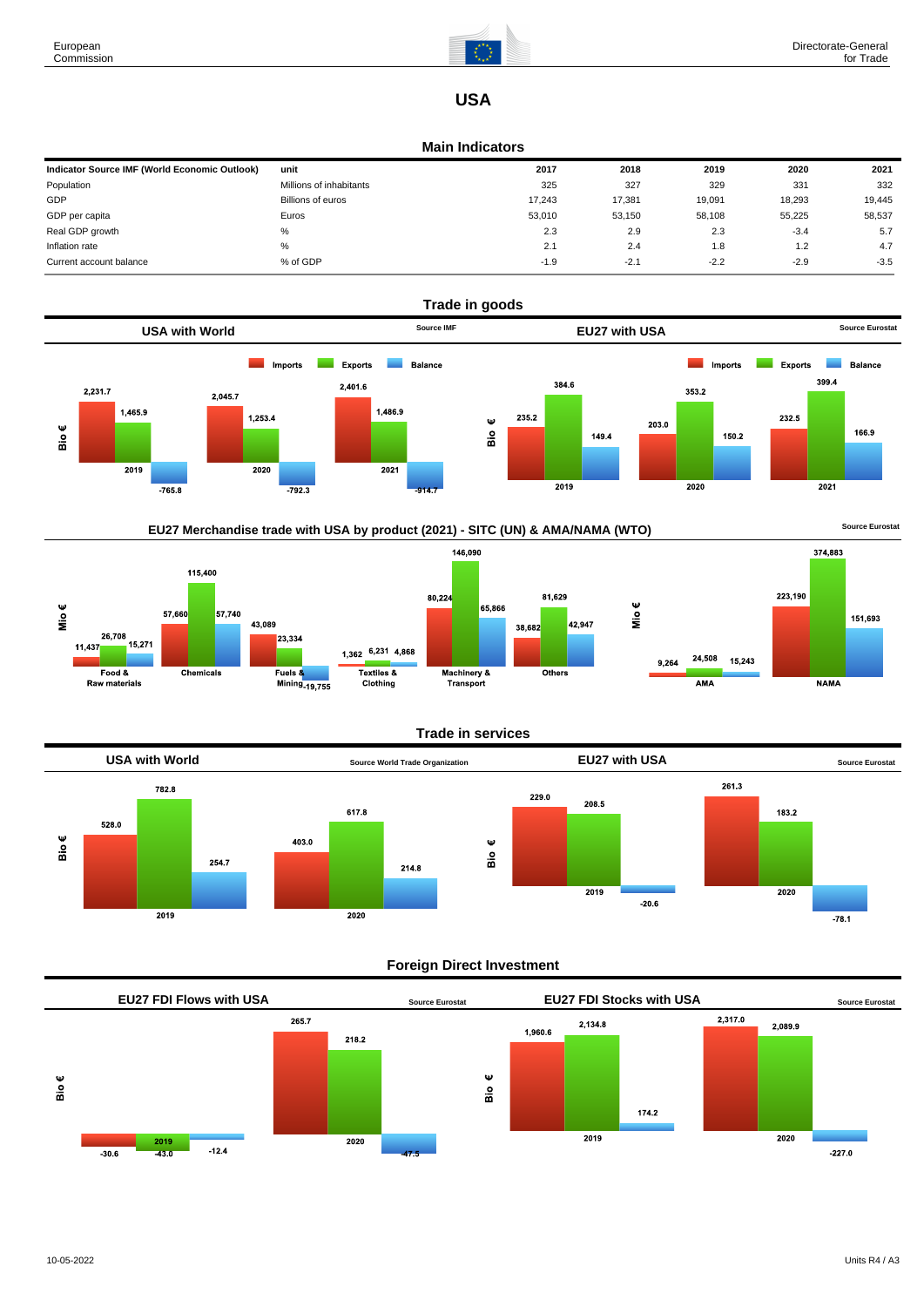# USA

## Main Indicators

| Indicator Source IMF (World Economic Outlook) | unit | 2017 | 2018 | 2019 | 2020 | 2021 |
|---|---|---|---|---|---|---|
| Population | Millions of inhabitants | 325 | 327 | 329 | 331 | 332 |
| GDP | Billions of euros | 17,243 | 17,381 | 19,091 | 18,293 | 19,445 |
| GDP per capita | Euros | 53,010 | 53,150 | 58,108 | 55,225 | 58,537 |
| Real GDP growth | % | 2.3 | 2.9 | 2.3 | -3.4 | 5.7 |
| Inflation rate | % | 2.1 | 2.4 | 1.8 | 1.2 | 4.7 |
| Current account balance | % of GDP | -1.9 | -2.1 | -2.2 | -2.9 | -3.5 |

## Trade in goods

### USA with World

Source IMF

Bio €

| | Imports | Exports | Balance |
|---|---|---|---|
| 2019 | 2,231.7 | 1,465.9 | -765.8 |
| 2020 | 2,045.7 | 1,253.4 | -792.3 |
| 2021 | 2,401.6 | 1,486.9 | -914.7 |

### EU27 with USA

Source Eurostat

Bio €

| | Imports | Exports | Balance |
|---|---|---|---|
| 2019 | 235.2 | 384.6 | 149.4 |
| 2020 | 203.0 | 353.2 | 150.2 |
| 2021 | 232.5 | 399.4 | 166.9 |

### EU27 Merchandise trade with USA by product (2021) - SITC (UN) & AMA/NAMA (WTO)

Source Eurostat

Mio €

| | Imports | Exports | Balance |
|---|---|---|---|
| Food & Raw materials | 11,437 | 26,708 | 15,271 |
| Chemicals | 57,660 | 115,400 | 57,740 |
| Fuels & Mining | 43,089 | 23,334 | -19,755 |
| Textiles & Clothing | 1,362 | 6,231 | 4,868 |
| Machinery & Transport | 80,224 | 146,090 | 65,866 |
| Others | 38,682 | 81,629 | 42,947 |
| AMA | 9,264 | 24,508 | 15,243 |
| NAMA | 223,190 | 374,883 | 151,693 |

## Trade in services

### USA with World

Source World Trade Organization

Bio €

| | Imports | Exports | Balance |
|---|---|---|---|
| 2019 | 528.0 | 782.8 | 254.7 |
| 2020 | 403.0 | 617.8 | 214.8 |

### EU27 with USA

Source Eurostat

Bio €

| | Imports | Exports | Balance |
|---|---|---|---|
| 2019 | 229.0 | 208.5 | -20.6 |
| 2020 | 261.3 | 183.2 | -78.1 |

## Foreign Direct Investment

### EU27 FDI Flows with USA

Source Eurostat

Bio €

| | Inward | Outward | Balance |
|---|---|---|---|
| 2019 | -30.6 | -43.0 | -12.4 |
| 2020 | 265.7 | 218.2 | -47.5 |

### EU27 FDI Stocks with USA

Source Eurostat

Bio €

| | Inward | Outward | Balance |
|---|---|---|---|
| 2019 | 1,960.6 | 2,134.8 | 174.2 |
| 2020 | 2,317.0 | 2,089.9 | -227.0 |

10-05-2022 Units R4 / A3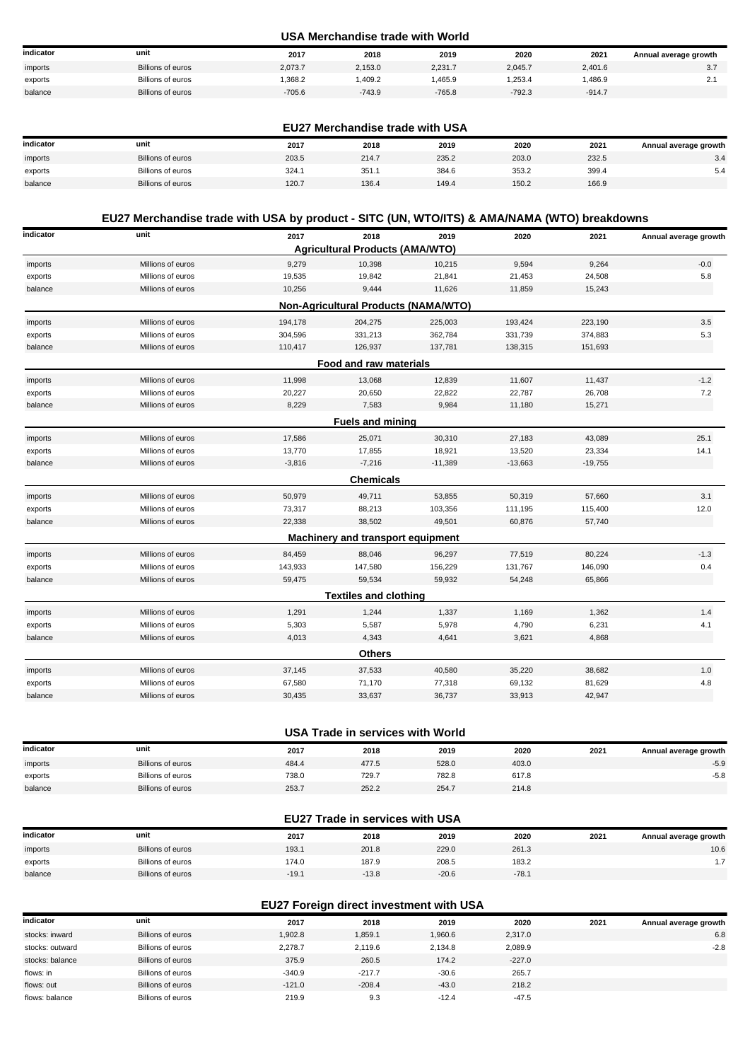## USA Merchandise trade with World

| indicator | unit | 2017 | 2018 | 2019 | 2020 | 2021 | Annual average growth |
|---|---|---|---|---|---|---|---|
| imports | Billions of euros | 2,073.7 | 2,153.0 | 2,231.7 | 2,045.7 | 2,401.6 | 3.7 |
| exports | Billions of euros | 1,368.2 | 1,409.2 | 1,465.9 | 1,253.4 | 1,486.9 | 2.1 |
| balance | Billions of euros | -705.6 | -743.9 | -765.8 | -792.3 | -914.7 | |

## EU27 Merchandise trade with USA

| indicator | unit | 2017 | 2018 | 2019 | 2020 | 2021 | Annual average growth |
|---|---|---|---|---|---|---|---|
| imports | Billions of euros | 203.5 | 214.7 | 235.2 | 203.0 | 232.5 | 3.4 |
| exports | Billions of euros | 324.1 | 351.1 | 384.6 | 353.2 | 399.4 | 5.4 |
| balance | Billions of euros | 120.7 | 136.4 | 149.4 | 150.2 | 166.9 | |

## EU27 Merchandise trade with USA by product - SITC (UN, WTO/ITS) & AMA/NAMA (WTO) breakdowns

| indicator | unit | 2017 | 2018 | 2019 | 2020 | 2021 | Annual average growth |
|---|---|---|---|---|---|---|---|
| | | | **Agricultural Products (AMA/WTO)** | | | | |
| imports | Millions of euros | 9,279 | 10,398 | 10,215 | 9,594 | 9,264 | -0.0 |
| exports | Millions of euros | 19,535 | 19,842 | 21,841 | 21,453 | 24,508 | 5.8 |
| balance | Millions of euros | 10,256 | 9,444 | 11,626 | 11,859 | 15,243 | |
| | | | **Non-Agricultural Products (NAMA/WTO)** | | | | |
| imports | Millions of euros | 194,178 | 204,275 | 225,003 | 193,424 | 223,190 | 3.5 |
| exports | Millions of euros | 304,596 | 331,213 | 362,784 | 331,739 | 374,883 | 5.3 |
| balance | Millions of euros | 110,417 | 126,937 | 137,781 | 138,315 | 151,693 | |
| | | | **Food and raw materials** | | | | |
| imports | Millions of euros | 11,998 | 13,068 | 12,839 | 11,607 | 11,437 | -1.2 |
| exports | Millions of euros | 20,227 | 20,650 | 22,822 | 22,787 | 26,708 | 7.2 |
| balance | Millions of euros | 8,229 | 7,583 | 9,984 | 11,180 | 15,271 | |
| | | | **Fuels and mining** | | | | |
| imports | Millions of euros | 17,586 | 25,071 | 30,310 | 27,183 | 43,089 | 25.1 |
| exports | Millions of euros | 13,770 | 17,855 | 18,921 | 13,520 | 23,334 | 14.1 |
| balance | Millions of euros | -3,816 | -7,216 | -11,389 | -13,663 | -19,755 | |
| | | | **Chemicals** | | | | |
| imports | Millions of euros | 50,979 | 49,711 | 53,855 | 50,319 | 57,660 | 3.1 |
| exports | Millions of euros | 73,317 | 88,213 | 103,356 | 111,195 | 115,400 | 12.0 |
| balance | Millions of euros | 22,338 | 38,502 | 49,501 | 60,876 | 57,740 | |
| | | | **Machinery and transport equipment** | | | | |
| imports | Millions of euros | 84,459 | 88,046 | 96,297 | 77,519 | 80,224 | -1.3 |
| exports | Millions of euros | 143,933 | 147,580 | 156,229 | 131,767 | 146,090 | 0.4 |
| balance | Millions of euros | 59,475 | 59,534 | 59,932 | 54,248 | 65,866 | |
| | | | **Textiles and clothing** | | | | |
| imports | Millions of euros | 1,291 | 1,244 | 1,337 | 1,169 | 1,362 | 1.4 |
| exports | Millions of euros | 5,303 | 5,587 | 5,978 | 4,790 | 6,231 | 4.1 |
| balance | Millions of euros | 4,013 | 4,343 | 4,641 | 3,621 | 4,868 | |
| | | | **Others** | | | | |
| imports | Millions of euros | 37,145 | 37,533 | 40,580 | 35,220 | 38,682 | 1.0 |
| exports | Millions of euros | 67,580 | 71,170 | 77,318 | 69,132 | 81,629 | 4.8 |
| balance | Millions of euros | 30,435 | 33,637 | 36,737 | 33,913 | 42,947 | |

## USA Trade in services with World

| indicator | unit | 2017 | 2018 | 2019 | 2020 | 2021 | Annual average growth |
|---|---|---|---|---|---|---|---|
| imports | Billions of euros | 484.4 | 477.5 | 528.0 | 403.0 | | -5.9 |
| exports | Billions of euros | 738.0 | 729.7 | 782.8 | 617.8 | | -5.8 |
| balance | Billions of euros | 253.7 | 252.2 | 254.7 | 214.8 | | |

## EU27 Trade in services with USA

| indicator | unit | 2017 | 2018 | 2019 | 2020 | 2021 | Annual average growth |
|---|---|---|---|---|---|---|---|
| imports | Billions of euros | 193.1 | 201.8 | 229.0 | 261.3 | | 10.6 |
| exports | Billions of euros | 174.0 | 187.9 | 208.5 | 183.2 | | 1.7 |
| balance | Billions of euros | -19.1 | -13.8 | -20.6 | -78.1 | | |

## EU27 Foreign direct investment with USA

| indicator | unit | 2017 | 2018 | 2019 | 2020 | 2021 | Annual average growth |
|---|---|---|---|---|---|---|---|
| stocks: inward | Billions of euros | 1,902.8 | 1,859.1 | 1,960.6 | 2,317.0 | | 6.8 |
| stocks: outward | Billions of euros | 2,278.7 | 2,119.6 | 2,134.8 | 2,089.9 | | -2.8 |
| stocks: balance | Billions of euros | 375.9 | 260.5 | 174.2 | -227.0 | | |
| flows: in | Billions of euros | -340.9 | -217.7 | -30.6 | 265.7 | | |
| flows: out | Billions of euros | -121.0 | -208.4 | -43.0 | 218.2 | | |
| flows: balance | Billions of euros | 219.9 | 9.3 | -12.4 | -47.5 | | |